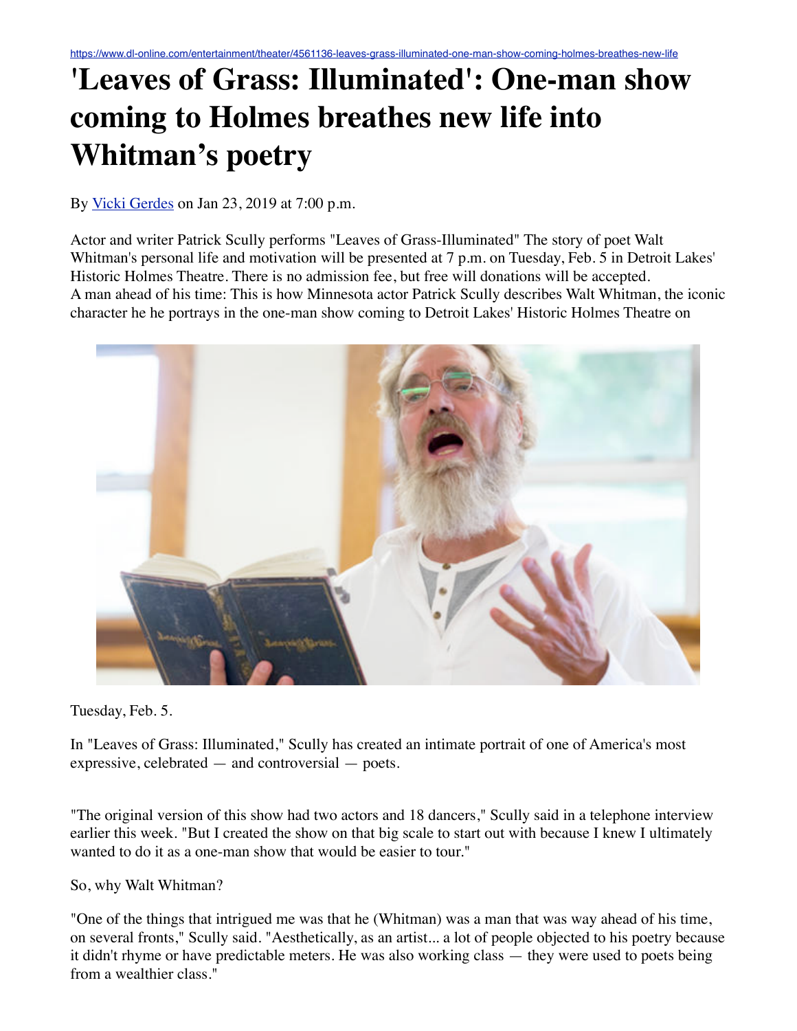https://www.dl-online.com/entertainment/theater/4561136-leaves-grass-illuminated-one-man-show-coming-holmes-breathes-new-life

# 'Leaves of Grass: Illuminated': One-man show coming to Holmes breathes new life into Whitman's poetry

By Vicki Gerdes on Jan 23, 2019 at 7:00 p.m.

Actor and writer Patrick Scully performs "Leaves of Grass-Illuminated" The story of poet Walt Whitman's personal life and motivation will be presented at 7 p.m. on Tuesday, Feb. 5 in Detroit Lakes' Historic Holmes Theatre. There is no admission fee, but free will donations will be accepted.
A man ahead of his time: This is how Minnesota actor Patrick Scully describes Walt Whitman, the iconic character he he portrays in the one-man show coming to Detroit Lakes' Historic Holmes Theatre on Tuesday, Feb. 5.

In "Leaves of Grass: Illuminated," Scully has created an intimate portrait of one of America's most expressive, celebrated — and controversial — poets.

"The original version of this show had two actors and 18 dancers," Scully said in a telephone interview earlier this week. "But I created the show on that big scale to start out with because I knew I ultimately wanted to do it as a one-man show that would be easier to tour."

So, why Walt Whitman?

"One of the things that intrigued me was that he (Whitman) was a man that was way ahead of his time, on several fronts," Scully said. "Aesthetically, as an artist... a lot of people objected to his poetry because it didn't rhyme or have predictable meters. He was also working class — they were used to poets being from a wealthier class."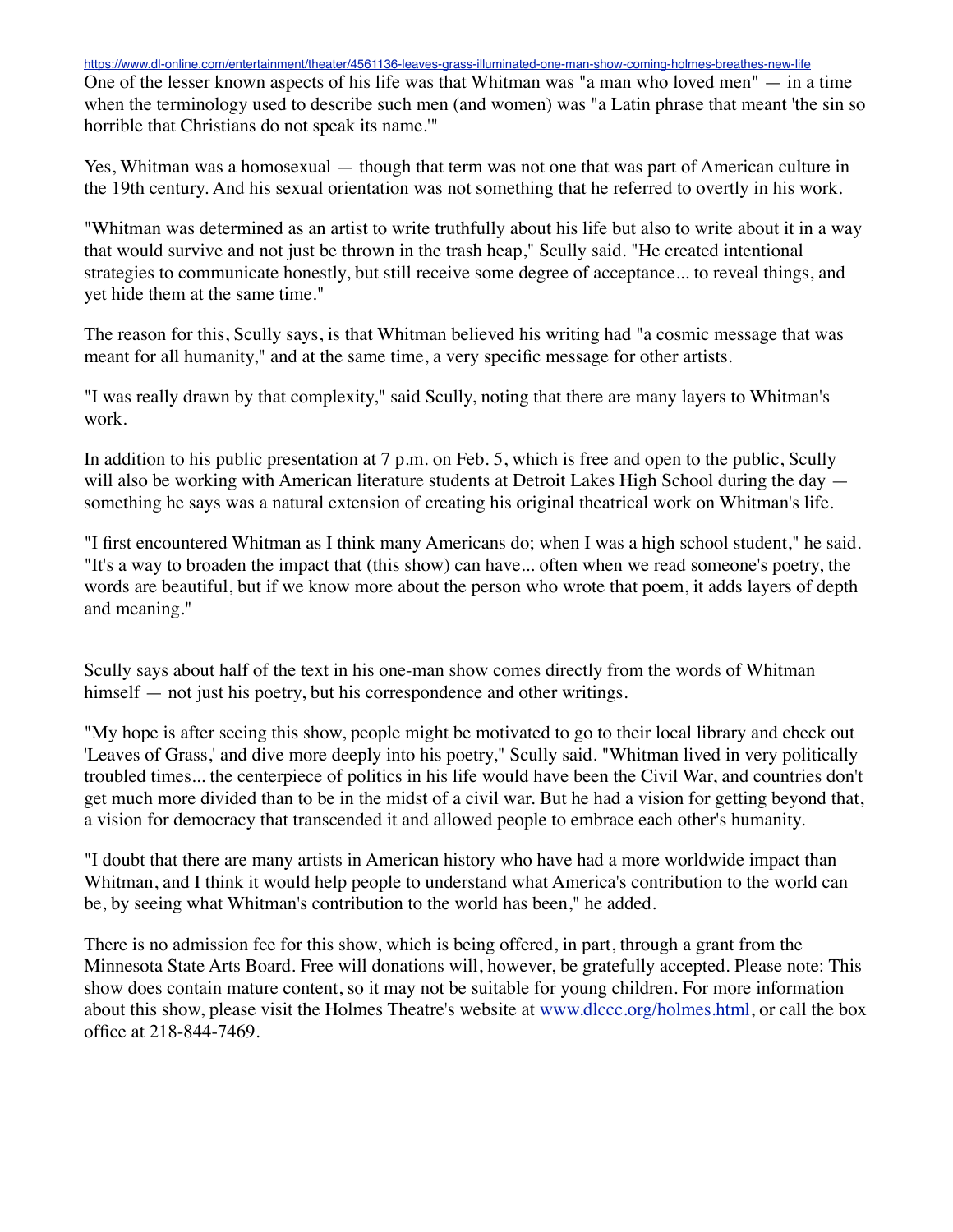https://www.dl-online.com/entertainment/theater/4561136-leaves-grass-illuminated-one-man-show-coming-holmes-breathes-new-life

One of the lesser known aspects of his life was that Whitman was "a man who loved men" — in a time when the terminology used to describe such men (and women) was "a Latin phrase that meant 'the sin so horrible that Christians do not speak its name.'"

Yes, Whitman was a homosexual — though that term was not one that was part of American culture in the 19th century. And his sexual orientation was not something that he referred to overtly in his work.

"Whitman was determined as an artist to write truthfully about his life but also to write about it in a way that would survive and not just be thrown in the trash heap," Scully said. "He created intentional strategies to communicate honestly, but still receive some degree of acceptance... to reveal things, and yet hide them at the same time."

The reason for this, Scully says, is that Whitman believed his writing had "a cosmic message that was meant for all humanity," and at the same time, a very specific message for other artists.

"I was really drawn by that complexity," said Scully, noting that there are many layers to Whitman's work.

In addition to his public presentation at 7 p.m. on Feb. 5, which is free and open to the public, Scully will also be working with American literature students at Detroit Lakes High School during the day — something he says was a natural extension of creating his original theatrical work on Whitman's life.

"I first encountered Whitman as I think many Americans do; when I was a high school student," he said. "It's a way to broaden the impact that (this show) can have... often when we read someone's poetry, the words are beautiful, but if we know more about the person who wrote that poem, it adds layers of depth and meaning."

Scully says about half of the text in his one-man show comes directly from the words of Whitman himself — not just his poetry, but his correspondence and other writings.

"My hope is after seeing this show, people might be motivated to go to their local library and check out 'Leaves of Grass,' and dive more deeply into his poetry," Scully said. "Whitman lived in very politically troubled times... the centerpiece of politics in his life would have been the Civil War, and countries don't get much more divided than to be in the midst of a civil war. But he had a vision for getting beyond that, a vision for democracy that transcended it and allowed people to embrace each other's humanity.

"I doubt that there are many artists in American history who have had a more worldwide impact than Whitman, and I think it would help people to understand what America's contribution to the world can be, by seeing what Whitman's contribution to the world has been," he added.

There is no admission fee for this show, which is being offered, in part, through a grant from the Minnesota State Arts Board. Free will donations will, however, be gratefully accepted. Please note: This show does contain mature content, so it may not be suitable for young children. For more information about this show, please visit the Holmes Theatre's website at www.dlccc.org/holmes.html, or call the box office at 218-844-7469.